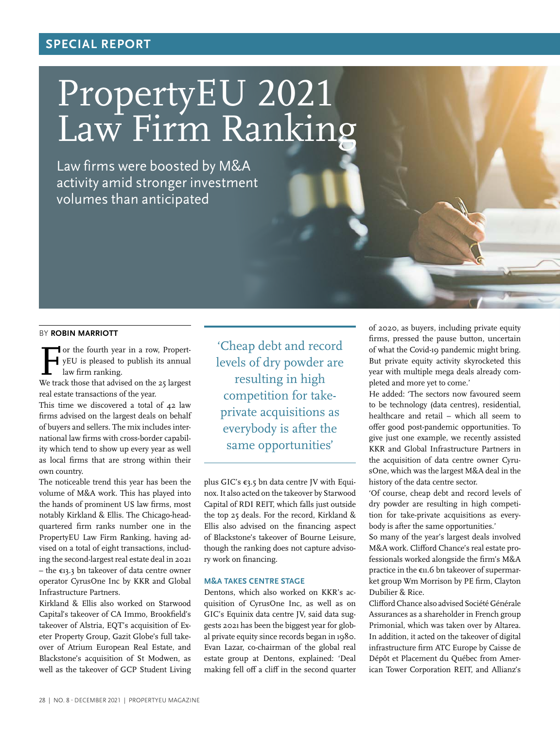SPECIAL REPORT

# PropertyEU 2021 Law Firm Ranking

## Law firms were boosted by M&A activity amid stronger investment volumes than anticipated

BY **ROBIN MARRIOTT**

For the fourth year in a row, PropertyEU is pleased to publish its annual law firm ranking. We track those that advised on the 25 largest real estate transactions of the year.

This time we discovered a total of 42 law firms advised on the largest deals on behalf of buyers and sellers. The mix includes international law firms with cross-border capability which tend to show up every year as well as local firms that are strong within their own country.

The noticeable trend this year has been the volume of M&A work. This has played into the hands of prominent US law firms, most notably Kirkland & Ellis. The Chicago-headquartered firm ranks number one in the PropertyEU Law Firm Ranking, having advised on a total of eight transactions, including the second-largest real estate deal in 2021 – the €13.3 bn takeover of data centre owner operator CyrusOne Inc by KKR and Global Infrastructure Partners.

Kirkland & Ellis also worked on Starwood Capital's takeover of CA Immo, Brookfield's takeover of Alstria, EQT's acquisition of Exeter Property Group, Gazit Globe's full takeover of Atrium European Real Estate, and Blackstone's acquisition of St Modwen, as well as the takeover of GCP Student Living plus GIC's €3.5 bn data centre JV with Equinox. It also acted on the takeover by Starwood Capital of RDI REIT, which falls just outside the top 25 deals. For the record, Kirkland & Ellis also advised on the financing aspect of Blackstone's takeover of Bourne Leisure, though the ranking does not capture advisory work on financing.

> 'Cheap debt and record levels of dry powder are resulting in high competition for take-private acquisitions as everybody is after the same opportunities'

### M&A TAKES CENTRE STAGE

Dentons, which also worked on KKR's acquisition of CyrusOne Inc, as well as on GIC's Equinix data centre JV, said data suggests 2021 has been the biggest year for global private equity since records began in 1980. Evan Lazar, co-chairman of the global real estate group at Dentons, explained: 'Deal making fell off a cliff in the second quarter of 2020, as buyers, including private equity firms, pressed the pause button, uncertain of what the Covid-19 pandemic might bring. But private equity activity skyrocketed this year with multiple mega deals already completed and more yet to come.'

He added: 'The sectors now favoured seem to be technology (data centres), residential, healthcare and retail – which all seem to offer good post-pandemic opportunities. To give just one example, we recently assisted KKR and Global Infrastructure Partners in the acquisition of data centre owner CyrusOne, which was the largest M&A deal in the history of the data centre sector.

'Of course, cheap debt and record levels of dry powder are resulting in high competition for take-private acquisitions as everybody is after the same opportunities.'

So many of the year's largest deals involved M&A work. Clifford Chance's real estate professionals worked alongside the firm's M&A practice in the €11.6 bn takeover of supermarket group Wm Morrison by PE firm, Clayton Dubilier & Rice.

Clifford Chance also advised Société Générale Assurances as a shareholder in French group Primonial, which was taken over by Altarea. In addition, it acted on the takeover of digital infrastructure firm ATC Europe by Caisse de Dépôt et Placement du Québec from American Tower Corporation REIT, and Allianz's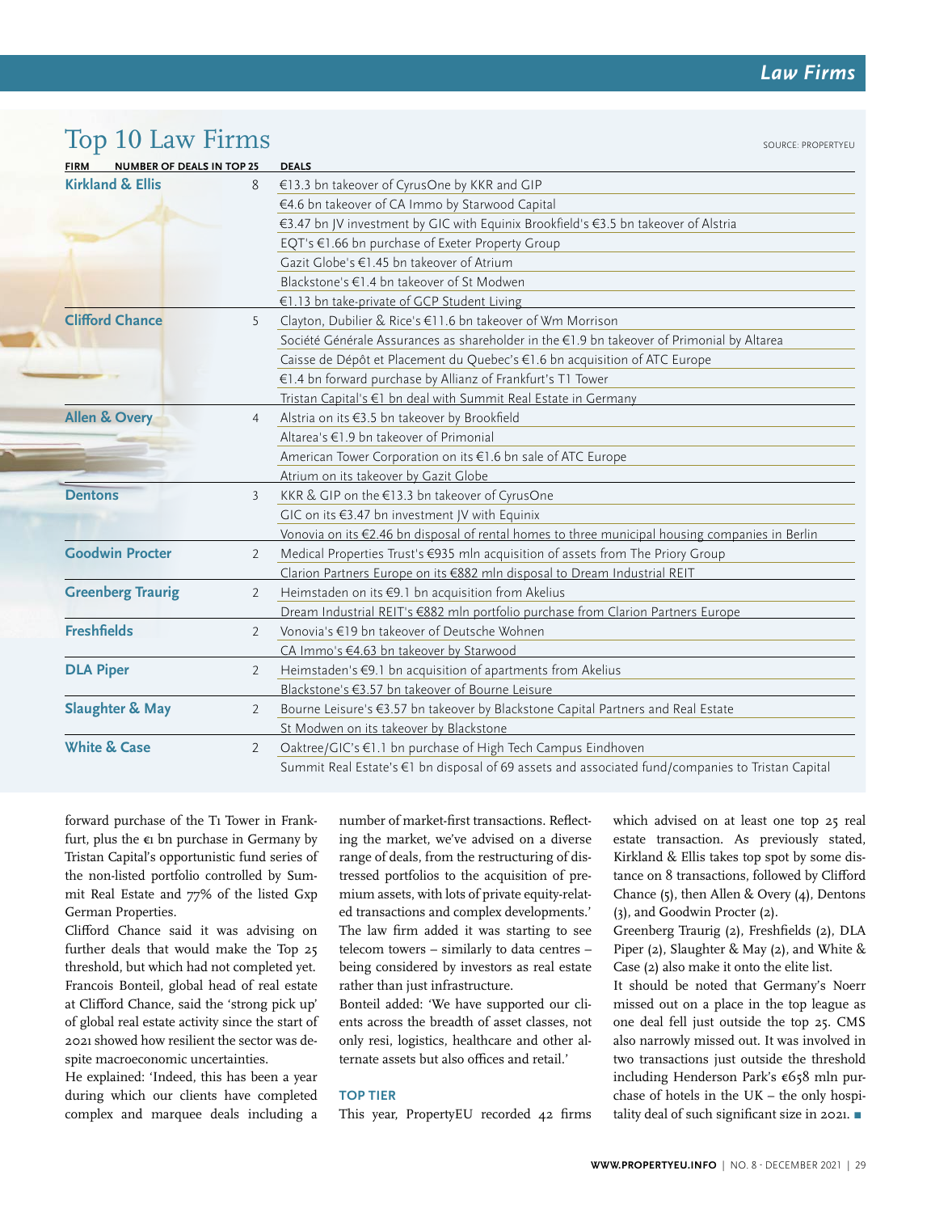## Top 10 Law Firms

SOURCE: PROPERTYEU

| FIRM | NUMBER OF DEALS IN TOP 25 | DEALS |
|---|---|---|
| **Kirkland & Ellis** | 8 | €13.3 bn takeover of CyrusOne by KKR and GIP |
| | | €4.6 bn takeover of CA Immo by Starwood Capital |
| | | €3.47 bn JV investment by GIC with Equinix Brookfield's €3.5 bn takeover of Alstria |
| | | EQT's €1.66 bn purchase of Exeter Property Group |
| | | Gazit Globe's €1.45 bn takeover of Atrium |
| | | Blackstone's €1.4 bn takeover of St Modwen |
| | | €1.13 bn take-private of GCP Student Living |
| **Clifford Chance** | 5 | Clayton, Dubilier & Rice's €11.6 bn takeover of Wm Morrison |
| | | Société Générale Assurances as shareholder in the €1.9 bn takeover of Primonial by Altarea |
| | | Caisse de Dépôt et Placement du Quebec's €1.6 bn acquisition of ATC Europe |
| | | €1.4 bn forward purchase by Allianz of Frankfurt's T1 Tower |
| | | Tristan Capital's €1 bn deal with Summit Real Estate in Germany |
| **Allen & Overy** | 4 | Alstria on its €3.5 bn takeover by Brookfield |
| | | Altarea's €1.9 bn takeover of Primonial |
| | | American Tower Corporation on its €1.6 bn sale of ATC Europe |
| | | Atrium on its takeover by Gazit Globe |
| **Dentons** | 3 | KKR & GIP on the €13.3 bn takeover of CyrusOne |
| | | GIC on its €3.47 bn investment JV with Equinix |
| | | Vonovia on its €2.46 bn disposal of rental homes to three municipal housing companies in Berlin |
| **Goodwin Procter** | 2 | Medical Properties Trust's €935 mln acquisition of assets from The Priory Group |
| | | Clarion Partners Europe on its €882 mln disposal to Dream Industrial REIT |
| **Greenberg Traurig** | 2 | Heimstaden on its €9.1 bn acquisition from Akelius |
| | | Dream Industrial REIT's €882 mln portfolio purchase from Clarion Partners Europe |
| **Freshfields** | 2 | Vonovia's €19 bn takeover of Deutsche Wohnen |
| | | CA Immo's €4.63 bn takeover by Starwood |
| **DLA Piper** | 2 | Heimstaden's €9.1 bn acquisition of apartments from Akelius |
| | | Blackstone's €3.57 bn takeover of Bourne Leisure |
| **Slaughter & May** | 2 | Bourne Leisure's €3.57 bn takeover by Blackstone Capital Partners and Real Estate |
| | | St Modwen on its takeover by Blackstone |
| **White & Case** | 2 | Oaktree/GIC's €1.1 bn purchase of High Tech Campus Eindhoven |
| | | Summit Real Estate's €1 bn disposal of 69 assets and associated fund/companies to Tristan Capital |

forward purchase of the T1 Tower in Frankfurt, plus the €1 bn purchase in Germany by Tristan Capital's opportunistic fund series of the non-listed portfolio controlled by Summit Real Estate and 77% of the listed Gxp German Properties.

Clifford Chance said it was advising on further deals that would make the Top 25 threshold, but which had not completed yet. Francois Bonteil, global head of real estate at Clifford Chance, said the 'strong pick up' of global real estate activity since the start of 2021 showed how resilient the sector was despite macroeconomic uncertainties.

He explained: 'Indeed, this has been a year during which our clients have completed complex and marquee deals including a number of market-first transactions. Reflecting the market, we've advised on a diverse range of deals, from the restructuring of distressed portfolios to the acquisition of premium assets, with lots of private equity-related transactions and complex developments.' The law firm added it was starting to see telecom towers – similarly to data centres – being considered by investors as real estate rather than just infrastructure.

Bonteil added: 'We have supported our clients across the breadth of asset classes, not only resi, logistics, healthcare and other alternate assets but also offices and retail.'

### TOP TIER

This year, PropertyEU recorded 42 firms which advised on at least one top 25 real estate transaction. As previously stated, Kirkland & Ellis takes top spot by some distance on 8 transactions, followed by Clifford Chance (5), then Allen & Overy (4), Dentons (3), and Goodwin Procter (2).

Greenberg Traurig (2), Freshfields (2), DLA Piper (2), Slaughter & May (2), and White & Case (2) also make it onto the elite list.

It should be noted that Germany's Noerr missed out on a place in the top league as one deal fell just outside the top 25. CMS also narrowly missed out. It was involved in two transactions just outside the threshold including Henderson Park's €658 mln purchase of hotels in the UK – the only hospitality deal of such significant size in 2021. ■